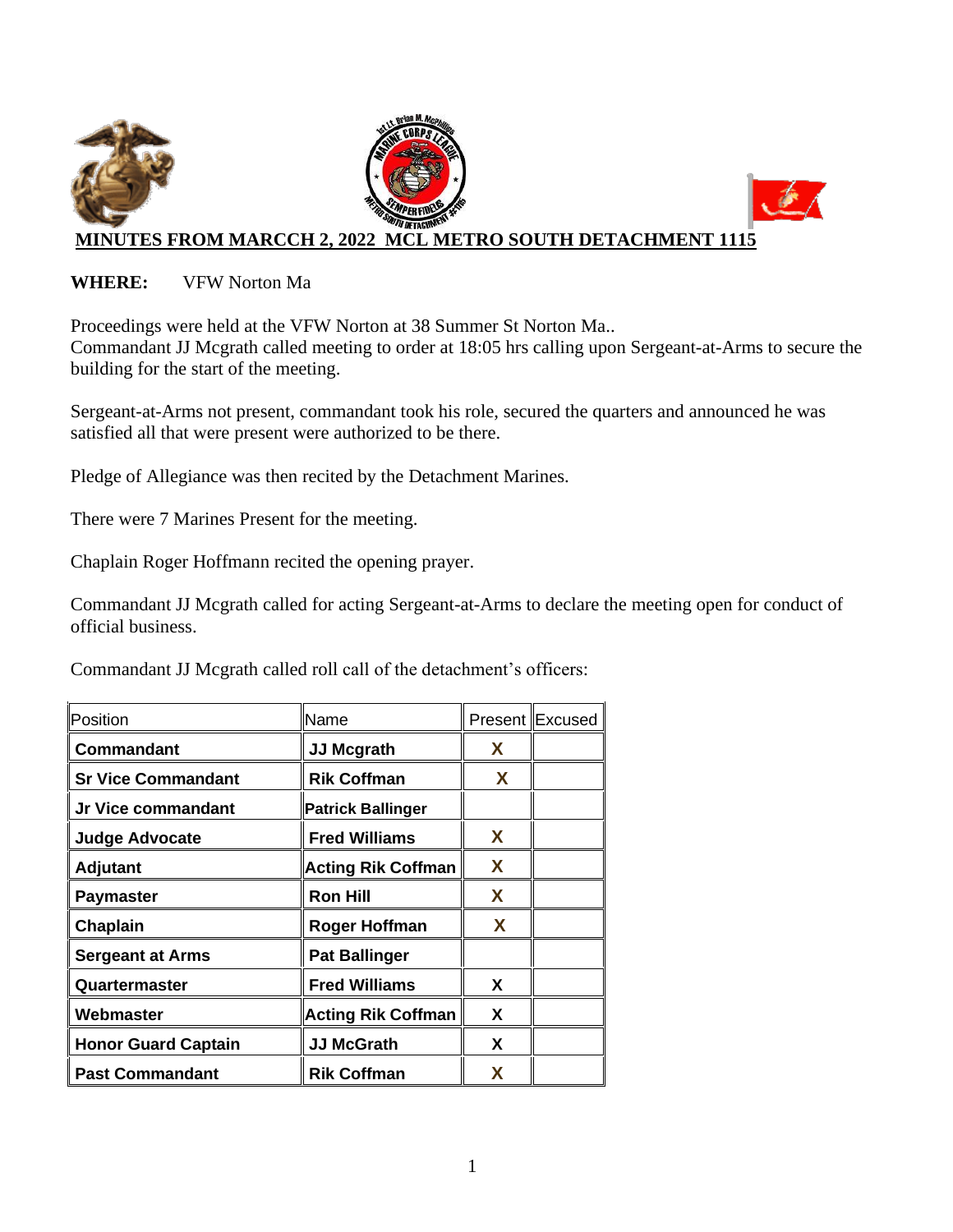# MINUTES FROM MARCCH 2, 2022 MCL METRO SOUTH DETACHMENT 1115

**WHERE:** VFW Norton Ma

Proceedings were held at the VFW Norton at 38 Summer St Norton Ma..
Commandant JJ Mcgrath called meeting to order at 18:05 hrs calling upon Sergeant-at-Arms to secure the building for the start of the meeting.

Sergeant-at-Arms not present, commandant took his role, secured the quarters and announced he was satisfied all that were present were authorized to be there.

Pledge of Allegiance was then recited by the Detachment Marines.

There were 7 Marines Present for the meeting.

Chaplain Roger Hoffmann recited the opening prayer.

Commandant JJ Mcgrath called for acting Sergeant-at-Arms to declare the meeting open for conduct of official business.

Commandant JJ Mcgrath called roll call of the detachment's officers:

| Position | Name | Present | Excused |
|---|---|---|---|
| **Commandant** | **JJ Mcgrath** | **X** | |
| **Sr Vice Commandant** | **Rik Coffman** | **X** | |
| **Jr Vice commandant** | **Patrick Ballinger** | | |
| **Judge Advocate** | **Fred Williams** | **X** | |
| **Adjutant** | **Acting Rik Coffman** | **X** | |
| **Paymaster** | **Ron Hill** | **X** | |
| **Chaplain** | **Roger Hoffman** | **X** | |
| **Sergeant at Arms** | **Pat Ballinger** | | |
| **Quartermaster** | **Fred Williams** | **X** | |
| **Webmaster** | **Acting Rik Coffman** | **X** | |
| **Honor Guard Captain** | **JJ McGrath** | **X** | |
| **Past Commandant** | **Rik Coffman** | **X** | |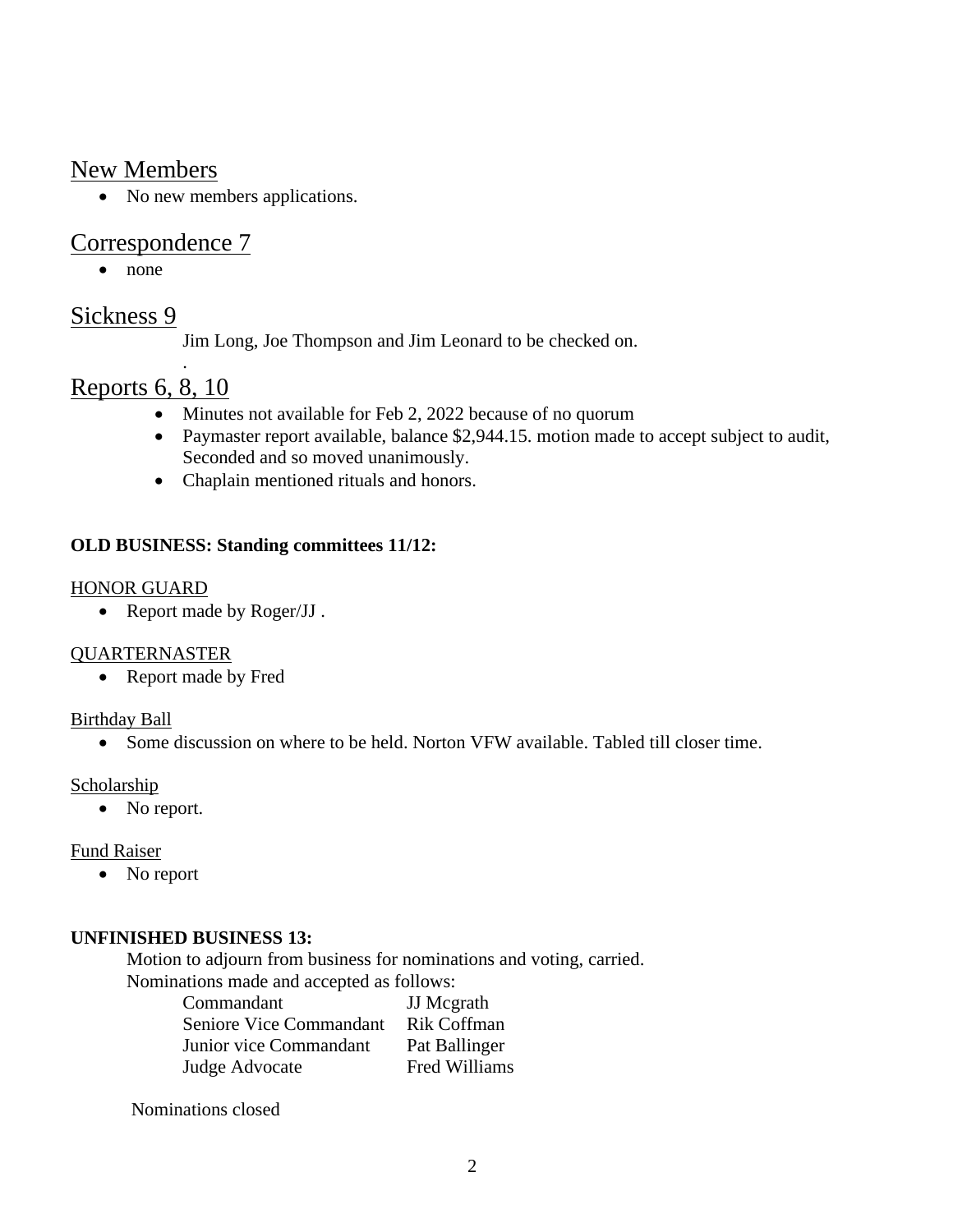## New Members

- No new members applications.

## Correspondence 7

- none

## Sickness 9

Jim Long, Joe Thompson and Jim Leonard to be checked on.

.

## Reports 6, 8, 10

- Minutes not available for Feb 2, 2022 because of no quorum
- Paymaster report available, balance $2,944.15. motion made to accept subject to audit, Seconded and so moved unanimously.
- Chaplain mentioned rituals and honors.

**OLD BUSINESS: Standing committees 11/12:**

HONOR GUARD

- Report made by Roger/JJ .

QUARTERNASTER

- Report made by Fred

Birthday Ball

- Some discussion on where to be held. Norton VFW available. Tabled till closer time.

Scholarship

- No report.

Fund Raiser

- No report

**UNFINISHED BUSINESS 13:**

Motion to adjourn from business for nominations and voting, carried.

Nominations made and accepted as follows:

| | |
|---|---|
| Commandant | JJ Mcgrath |
| Seniore Vice Commandant | Rik Coffman |
| Junior vice Commandant | Pat Ballinger |
| Judge Advocate | Fred Williams |

Nominations closed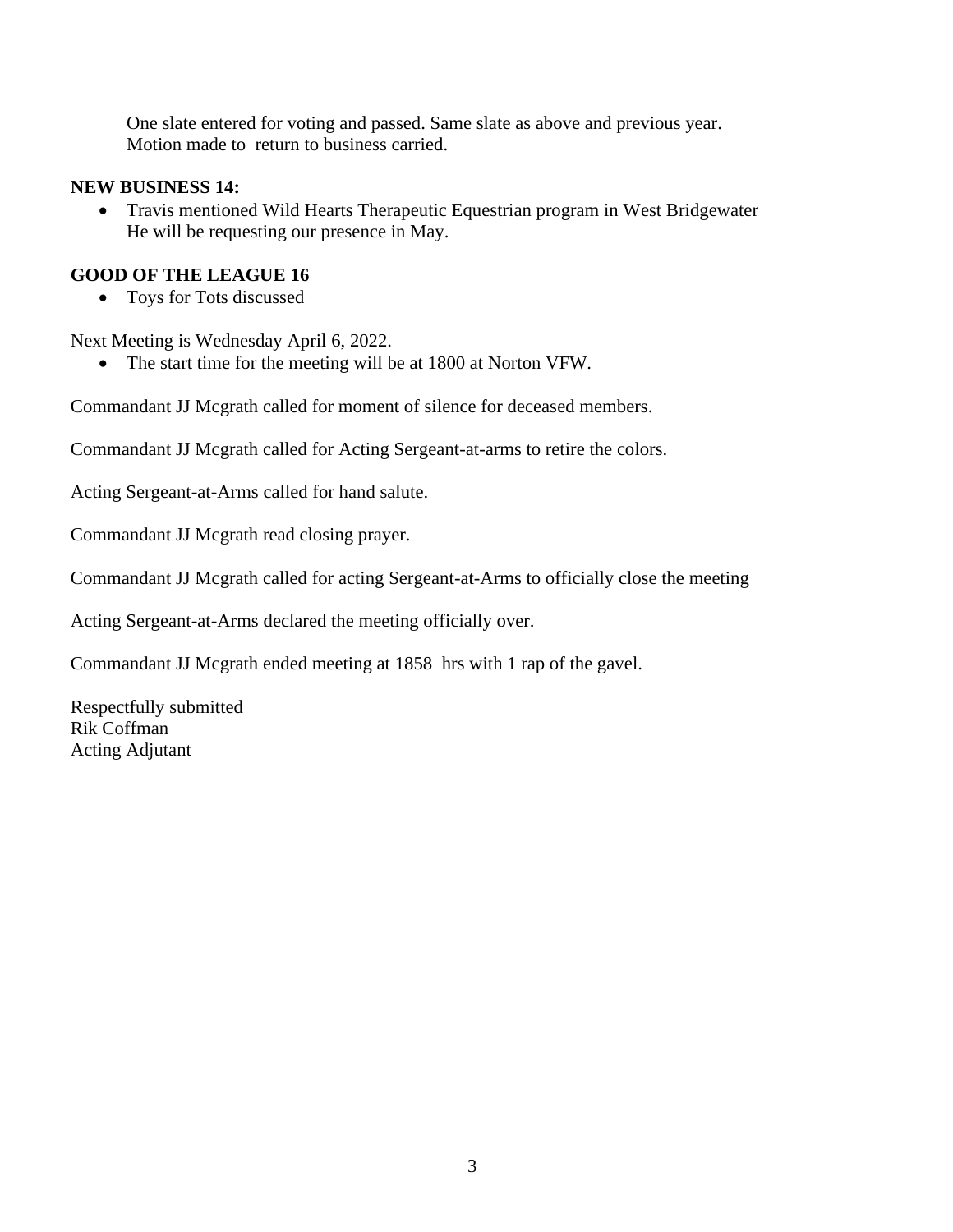One slate entered for voting and passed. Same slate as above and previous year.
Motion made to return to business carried.

**NEW BUSINESS 14:**

- Travis mentioned Wild Hearts Therapeutic Equestrian program in West Bridgewater
  He will be requesting our presence in May.

**GOOD OF THE LEAGUE 16**

- Toys for Tots discussed

Next Meeting is Wednesday April 6, 2022.

- The start time for the meeting will be at 1800 at Norton VFW.

Commandant JJ Mcgrath called for moment of silence for deceased members.

Commandant JJ Mcgrath called for Acting Sergeant-at-arms to retire the colors.

Acting Sergeant-at-Arms called for hand salute.

Commandant JJ Mcgrath read closing prayer.

Commandant JJ Mcgrath called for acting Sergeant-at-Arms to officially close the meeting

Acting Sergeant-at-Arms declared the meeting officially over.

Commandant JJ Mcgrath ended meeting at 1858 hrs with 1 rap of the gavel.

Respectfully submitted
Rik Coffman
Acting Adjutant